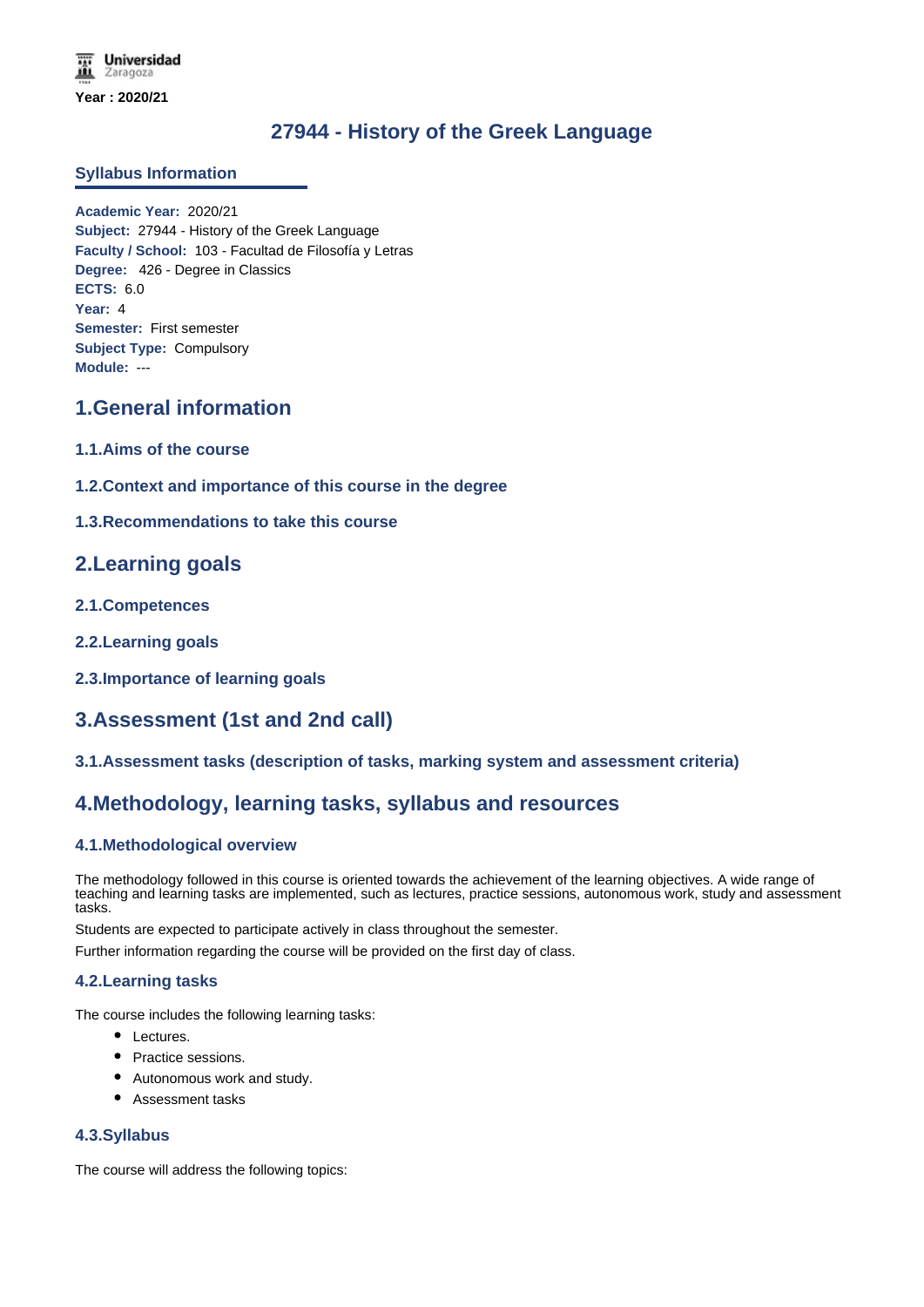Universidad Zaragoza

**Year : 2020/21**

# 27944 - History of the Greek Language

## Syllabus Information

**Academic Year:** 2020/21
**Subject:** 27944 - History of the Greek Language
**Faculty / School:** 103 - Facultad de Filosofía y Letras
**Degree:** 426 - Degree in Classics
**ECTS:** 6.0
**Year:** 4
**Semester:** First semester
**Subject Type:** Compulsory
**Module:** ---

## 1.General information

### 1.1.Aims of the course

### 1.2.Context and importance of this course in the degree

### 1.3.Recommendations to take this course

## 2.Learning goals

### 2.1.Competences

### 2.2.Learning goals

### 2.3.Importance of learning goals

## 3.Assessment (1st and 2nd call)

### 3.1.Assessment tasks (description of tasks, marking system and assessment criteria)

## 4.Methodology, learning tasks, syllabus and resources

### 4.1.Methodological overview

The methodology followed in this course is oriented towards the achievement of the learning objectives. A wide range of teaching and learning tasks are implemented, such as lectures, practice sessions, autonomous work, study and assessment tasks.

Students are expected to participate actively in class throughout the semester.

Further information regarding the course will be provided on the first day of class.

### 4.2.Learning tasks

The course includes the following learning tasks:

- Lectures.
- Practice sessions.
- Autonomous work and study.
- Assessment tasks

### 4.3.Syllabus

The course will address the following topics: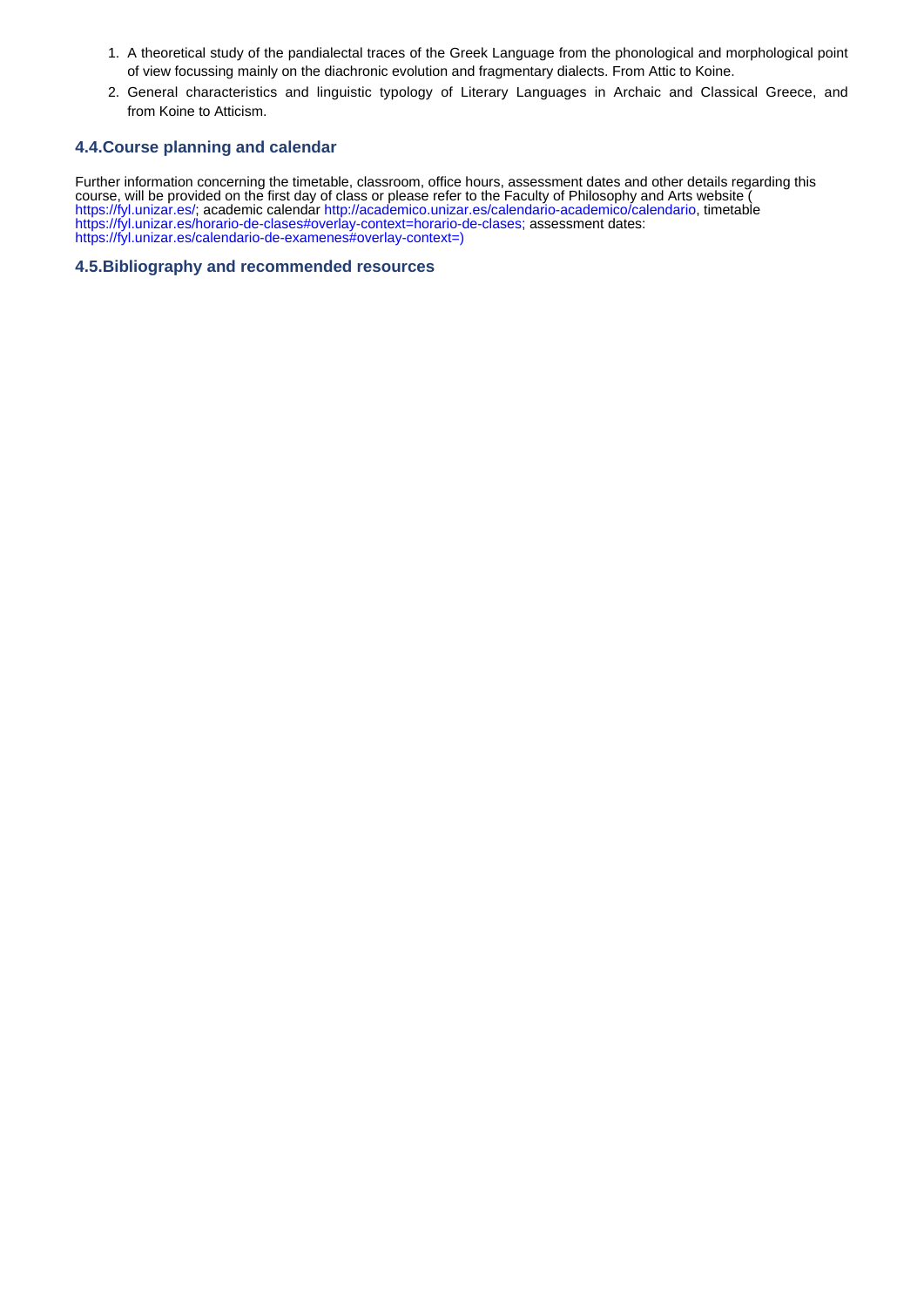1. A theoretical study of the pandialectal traces of the Greek Language from the phonological and morphological point of view focussing mainly on the diachronic evolution and fragmentary dialects. From Attic to Koine.
2. General characteristics and linguistic typology of Literary Languages in Archaic and Classical Greece, and from Koine to Atticism.

## 4.4.Course planning and calendar

Further information concerning the timetable, classroom, office hours, assessment dates and other details regarding this course, will be provided on the first day of class or please refer to the Faculty of Philosophy and Arts website ( https://fyl.unizar.es/; academic calendar http://academico.unizar.es/calendario-academico/calendario, timetable https://fyl.unizar.es/horario-de-clases#overlay-context=horario-de-clases; assessment dates: https://fyl.unizar.es/calendario-de-examenes#overlay-context=)

## 4.5.Bibliography and recommended resources